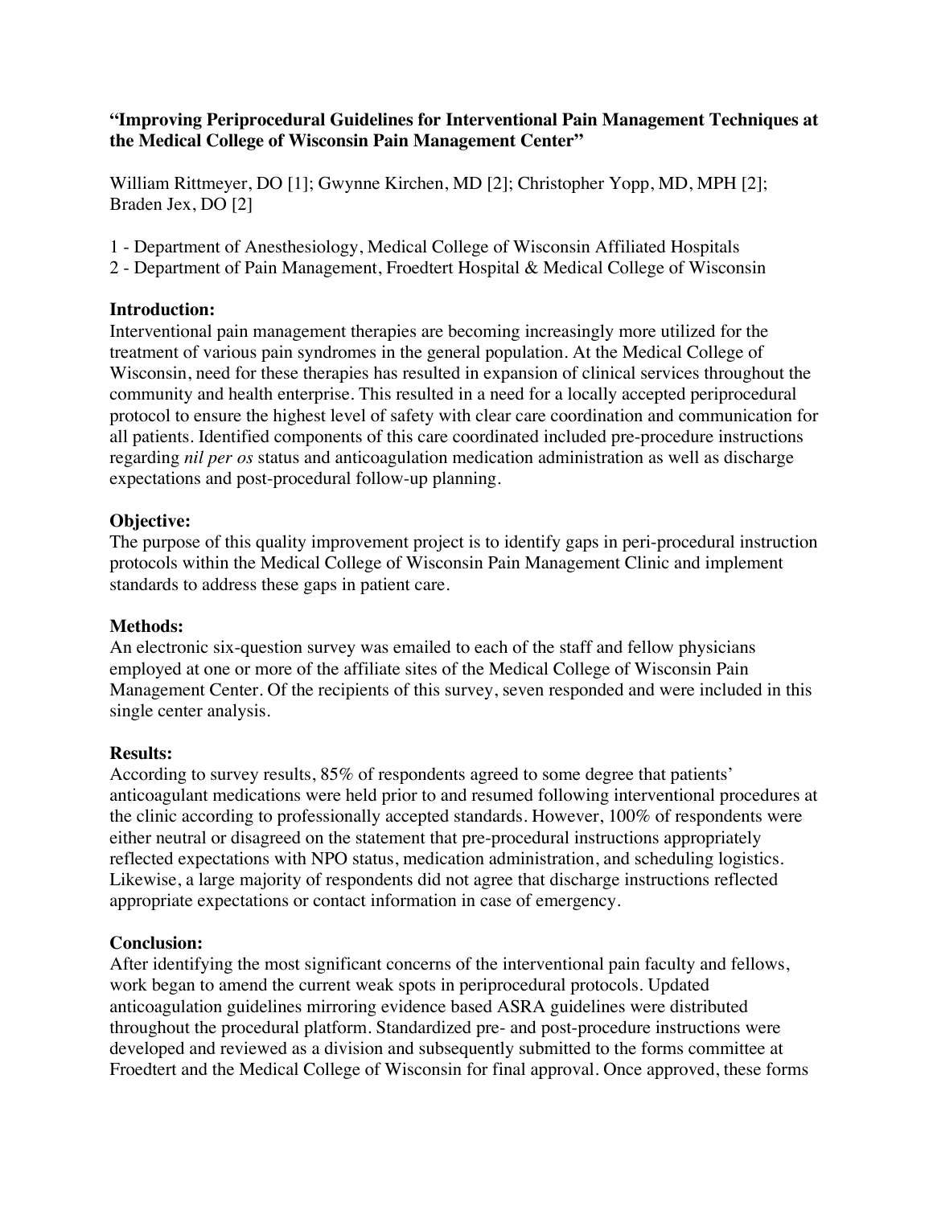# "Improving Periprocedural Guidelines for Interventional Pain Management Techniques at the Medical College of Wisconsin Pain Management Center"

William Rittmeyer, DO [1]; Gwynne Kirchen, MD [2]; Christopher Yopp, MD, MPH [2]; Braden Jex, DO [2]

1 - Department of Anesthesiology, Medical College of Wisconsin Affiliated Hospitals
2 - Department of Pain Management, Froedtert Hospital & Medical College of Wisconsin

## Introduction:

Interventional pain management therapies are becoming increasingly more utilized for the treatment of various pain syndromes in the general population. At the Medical College of Wisconsin, need for these therapies has resulted in expansion of clinical services throughout the community and health enterprise. This resulted in a need for a locally accepted periprocedural protocol to ensure the highest level of safety with clear care coordination and communication for all patients. Identified components of this care coordinated included pre-procedure instructions regarding *nil per os* status and anticoagulation medication administration as well as discharge expectations and post-procedural follow-up planning.

## Objective:

The purpose of this quality improvement project is to identify gaps in peri-procedural instruction protocols within the Medical College of Wisconsin Pain Management Clinic and implement standards to address these gaps in patient care.

## Methods:

An electronic six-question survey was emailed to each of the staff and fellow physicians employed at one or more of the affiliate sites of the Medical College of Wisconsin Pain Management Center. Of the recipients of this survey, seven responded and were included in this single center analysis.

## Results:

According to survey results, 85% of respondents agreed to some degree that patients' anticoagulant medications were held prior to and resumed following interventional procedures at the clinic according to professionally accepted standards. However, 100% of respondents were either neutral or disagreed on the statement that pre-procedural instructions appropriately reflected expectations with NPO status, medication administration, and scheduling logistics. Likewise, a large majority of respondents did not agree that discharge instructions reflected appropriate expectations or contact information in case of emergency.

## Conclusion:

After identifying the most significant concerns of the interventional pain faculty and fellows, work began to amend the current weak spots in periprocedural protocols. Updated anticoagulation guidelines mirroring evidence based ASRA guidelines were distributed throughout the procedural platform. Standardized pre- and post-procedure instructions were developed and reviewed as a division and subsequently submitted to the forms committee at Froedtert and the Medical College of Wisconsin for final approval. Once approved, these forms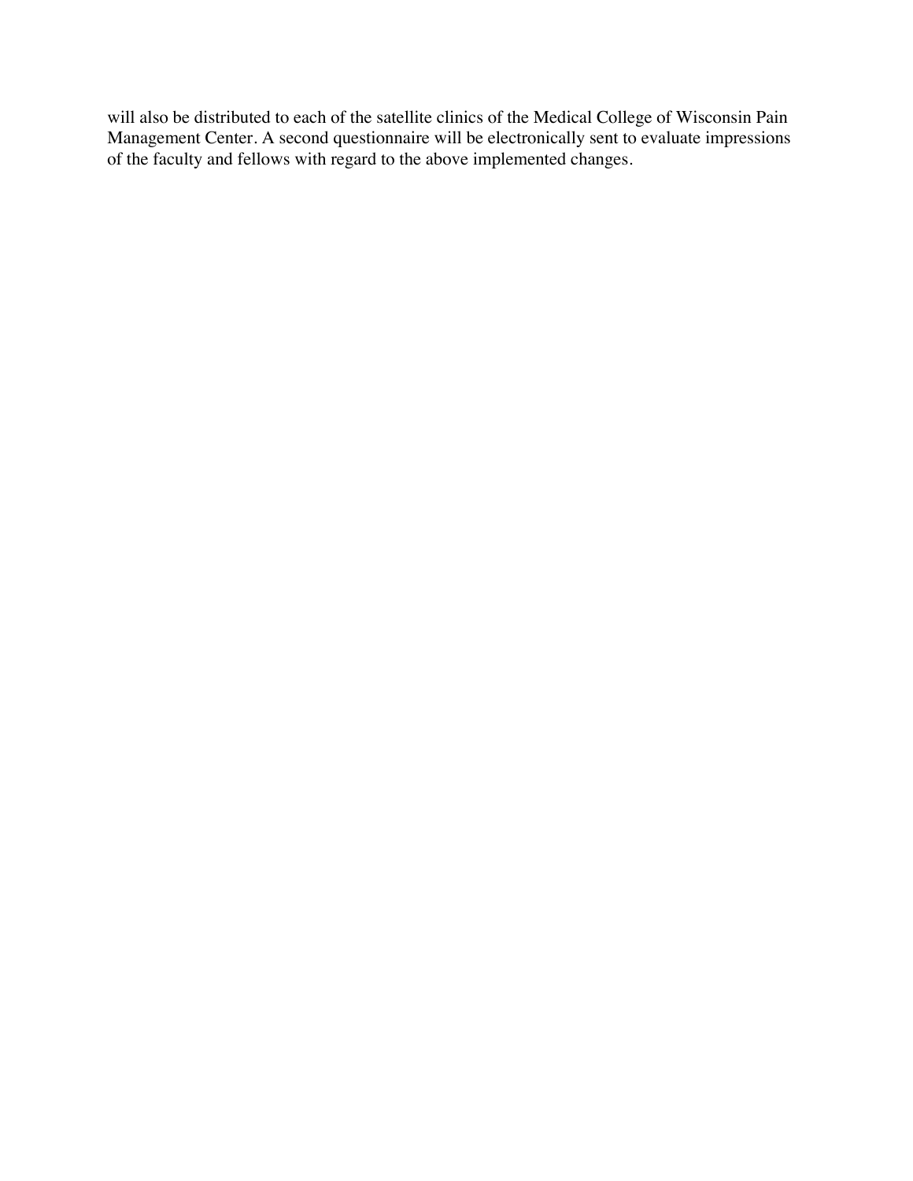will also be distributed to each of the satellite clinics of the Medical College of Wisconsin Pain Management Center. A second questionnaire will be electronically sent to evaluate impressions of the faculty and fellows with regard to the above implemented changes.